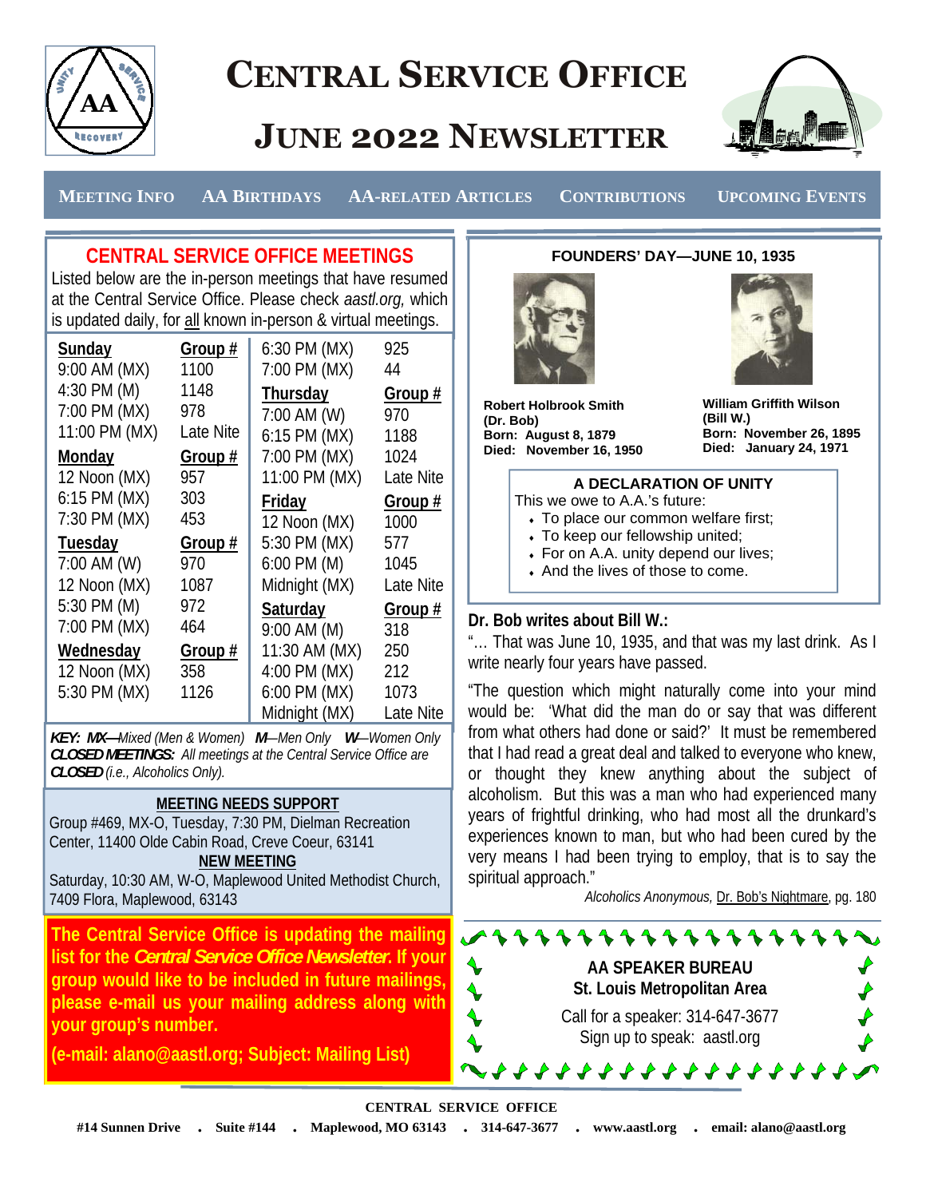# CENTRAL SERVICE OFFICE

# JUNE 2022 NEWSLETTER

MEETING INFO   AA BIRTHDAYS   AA-RELATED ARTICLES   CONTRIBUTIONS   UPCOMING EVENTS

## CENTRAL SERVICE OFFICE MEETINGS

Listed below are the in-person meetings that have resumed at the Central Service Office. Please check *aastl.org,* which is updated daily, for all known in-person & virtual meetings.

| **Sunday** | **Group #** |
|---|---|
| 9:00 AM (MX) | 1100 |
| 4:30 PM (M) | 1148 |
| 7:00 PM (MX) | 978 |
| 11:00 PM (MX) | Late Nite |
| **Monday** | **Group #** |
| 12 Noon (MX) | 957 |
| 6:15 PM (MX) | 303 |
| 7:30 PM (MX) | 453 |
| **Tuesday** | **Group #** |
| 7:00 AM (W) | 970 |
| 12 Noon (MX) | 1087 |
| 5:30 PM (M) | 972 |
| 7:00 PM (MX) | 464 |
| **Wednesday** | **Group #** |
| 12 Noon (MX) | 358 |
| 5:30 PM (MX) | 1126 |
| 6:30 PM (MX) | 925 |
| 7:00 PM (MX) | 44 |
| **Thursday** | **Group #** |
| 7:00 AM (W) | 970 |
| 6:15 PM (MX) | 1188 |
| 7:00 PM (MX) | 1024 |
| 11:00 PM (MX) | Late Nite |
| **Friday** | **Group #** |
| 12 Noon (MX) | 1000 |
| 5:30 PM (MX) | 577 |
| 6:00 PM (M) | 1045 |
| Midnight (MX) | Late Nite |
| **Saturday** | **Group #** |
| 9:00 AM (M) | 318 |
| 11:30 AM (MX) | 250 |
| 4:00 PM (MX) | 212 |
| 6:00 PM (MX) | 1073 |
| Midnight (MX) | Late Nite |

***KEY: MX****—Mixed (Men & Women)* ***M****—Men Only* ***W****—Women Only*
***CLOSED MEETINGS:*** *All meetings at the Central Service Office are* ***CLOSED*** *(i.e., Alcoholics Only).*

**MEETING NEEDS SUPPORT**

Group #469, MX-O, Tuesday, 7:30 PM, Dielman Recreation Center, 11400 Olde Cabin Road, Creve Coeur, 63141

**NEW MEETING**

Saturday, 10:30 AM, W-O, Maplewood United Methodist Church, 7409 Flora, Maplewood, 63143

**The Central Service Office is updating the mailing list for the *Central Service Office Newsletter*. If your group would like to be included in future mailings, please e-mail us your mailing address along with your group's number.**

**(e-mail: alano@aastl.org; Subject: Mailing List)**

## FOUNDERS' DAY—JUNE 10, 1935

**Robert Holbrook Smith (Dr. Bob)**
**Born: August 8, 1879**
**Died: November 16, 1950**

**William Griffith Wilson (Bill W.)**
**Born: November 26, 1895**
**Died: January 24, 1971**

**A DECLARATION OF UNITY**

This we owe to A.A.'s future:

- To place our common welfare first;
- To keep our fellowship united;
- For on A.A. unity depend our lives;
- And the lives of those to come.

### Dr. Bob writes about Bill W.:

"… That was June 10, 1935, and that was my last drink. As I write nearly four years have passed.

"The question which might naturally come into your mind would be: 'What did the man do or say that was different from what others had done or said?' It must be remembered that I had read a great deal and talked to everyone who knew, or thought they knew anything about the subject of alcoholism. But this was a man who had experienced many years of frightful drinking, who had most all the drunkard's experiences known to man, but who had been cured by the very means I had been trying to employ, that is to say the spiritual approach."

*Alcoholics Anonymous,* Dr. Bob's Nightmare, pg. 180

**AA SPEAKER BUREAU**
**St. Louis Metropolitan Area**

Call for a speaker: 314-647-3677
Sign up to speak: aastl.org

**CENTRAL SERVICE OFFICE**

**#14 Sunnen Drive . Suite #144 . Maplewood, MO 63143 . 314-647-3677 . www.aastl.org . email: alano@aastl.org**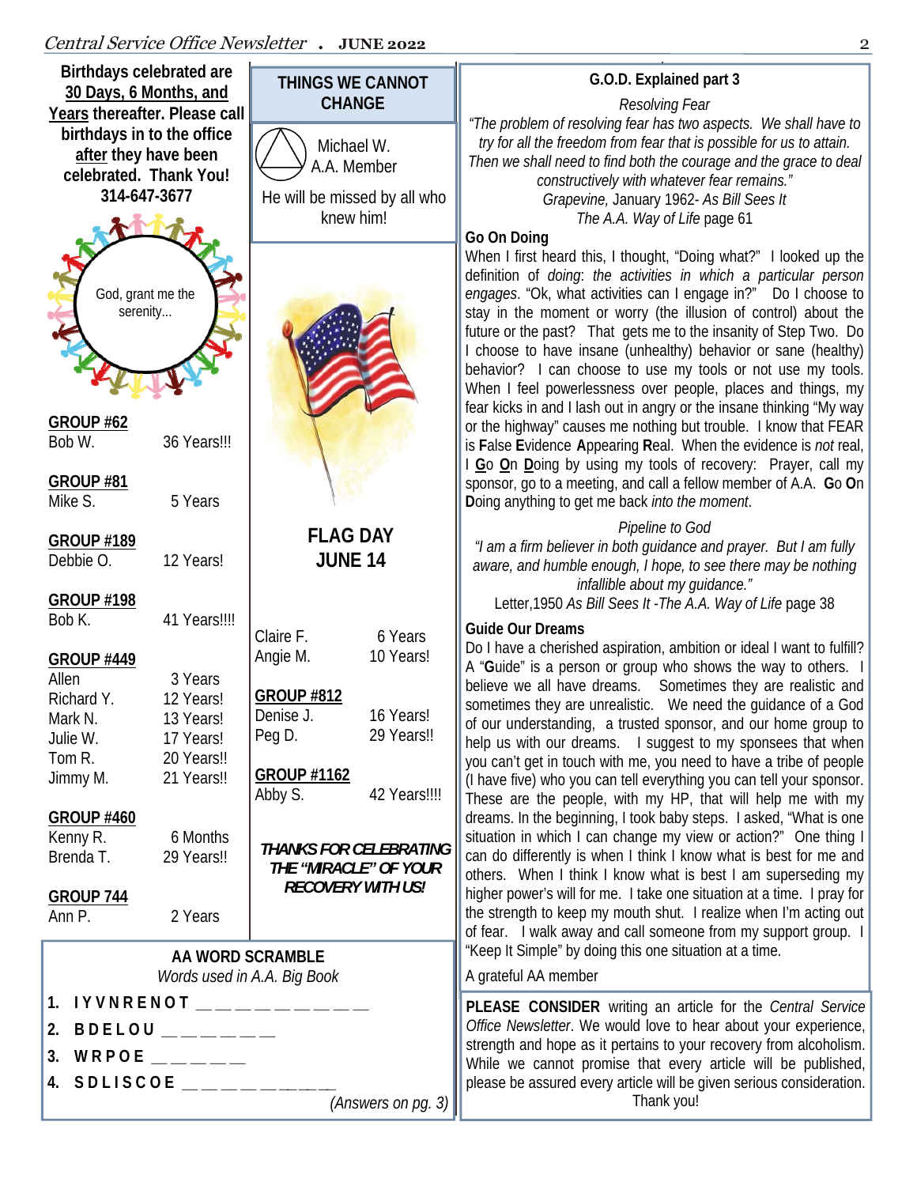**Birthdays celebrated are 30 Days, 6 Months, and Years thereafter. Please call birthdays in to the office after they have been celebrated. Thank You! 314-647-3677**

God, grant me the serenity...

**GROUP #62**
Bob W. — 36 Years!!!

**GROUP #81**
Mike S. — 5 Years

**GROUP #189**
Debbie O. — 12 Years!

**GROUP #198**
Bob K. — 41 Years!!!!

**GROUP #449**
Allen — 3 Years
Richard Y. — 12 Years!
Mark N. — 13 Years!
Julie W. — 17 Years!
Tom R. — 20 Years!!
Jimmy M. — 21 Years!!

**GROUP #460**
Kenny R. — 6 Months
Brenda T. — 29 Years!!

**GROUP 744**
Ann P. — 2 Years
Claire F. — 6 Years
Angie M. — 10 Years!

**GROUP #812**
Denise J. — 16 Years!
Peg D. — 29 Years!!

**GROUP #1162**
Abby S. — 42 Years!!!!

***THANKS FOR CELEBRATING THE "MIRACLE" OF YOUR RECOVERY WITH US!***

## THINGS WE CANNOT CHANGE

Michael W.
A.A. Member

He will be missed by all who knew him!

## FLAG DAY JUNE 14

## AA WORD SCRAMBLE

*Words used in A.A. Big Book*

1. **I Y V N R E N O T** ___________
2. **B D E L O U** _______
3. **W R P O E** ______
4. **S D L I S C O E** _________

(Answers on pg. 3)

## G.O.D. Explained part 3

*Resolving Fear*

*"The problem of resolving fear has two aspects. We shall have to try for all the freedom from fear that is possible for us to attain. Then we shall need to find both the courage and the grace to deal constructively with whatever fear remains."*

*Grapevine,* January 1962- *As Bill Sees It*
*The A.A. Way of Life* page 61

**Go On Doing**

When I first heard this, I thought, "Doing what?" I looked up the definition of *doing*: *the activities in which a particular person engages*. "Ok, what activities can I engage in?" Do I choose to stay in the moment or worry (the illusion of control) about the future or the past? That gets me to the insanity of Step Two. Do I choose to have insane (unhealthy) behavior or sane (healthy) behavior? I can choose to use my tools or not use my tools. When I feel powerlessness over people, places and things, my fear kicks in and I lash out in angry or the insane thinking "My way or the highway" causes me nothing but trouble. I know that FEAR is **F**alse **E**vidence **A**ppearing **R**eal. When the evidence is *not* real, I **G**o **O**n **D**oing by using my tools of recovery: Prayer, call my sponsor, go to a meeting, and call a fellow member of A.A. **G**o **O**n **D**oing anything to get me back *into the moment*.

*Pipeline to God*

*"I am a firm believer in both guidance and prayer. But I am fully aware, and humble enough, I hope, to see there may be nothing infallible about my guidance."*

Letter,1950 *As Bill Sees It -The A.A. Way of Life* page 38

**Guide Our Dreams**

Do I have a cherished aspiration, ambition or ideal I want to fulfill? A "**G**uide" is a person or group who shows the way to others. I believe we all have dreams. Sometimes they are realistic and sometimes they are unrealistic. We need the guidance of a God of our understanding, a trusted sponsor, and our home group to help us with our dreams. I suggest to my sponsees that when you can't get in touch with me, you need to have a tribe of people (I have five) who you can tell everything you can tell your sponsor. These are the people, with my HP, that will help me with my dreams. In the beginning, I took baby steps. I asked, "What is one situation in which I can change my view or action?" One thing I can do differently is when I think I know what is best for me and others. When I think I know what is best I am superseding my higher power's will for me. I take one situation at a time. I pray for the strength to keep my mouth shut. I realize when I'm acting out of fear. I walk away and call someone from my support group. I "Keep It Simple" by doing this one situation at a time.

A grateful AA member

**PLEASE CONSIDER** writing an article for the *Central Service Office Newsletter*. We would love to hear about your experience, strength and hope as it pertains to your recovery from alcoholism. While we cannot promise that every article will be published, please be assured every article will be given serious consideration. Thank you!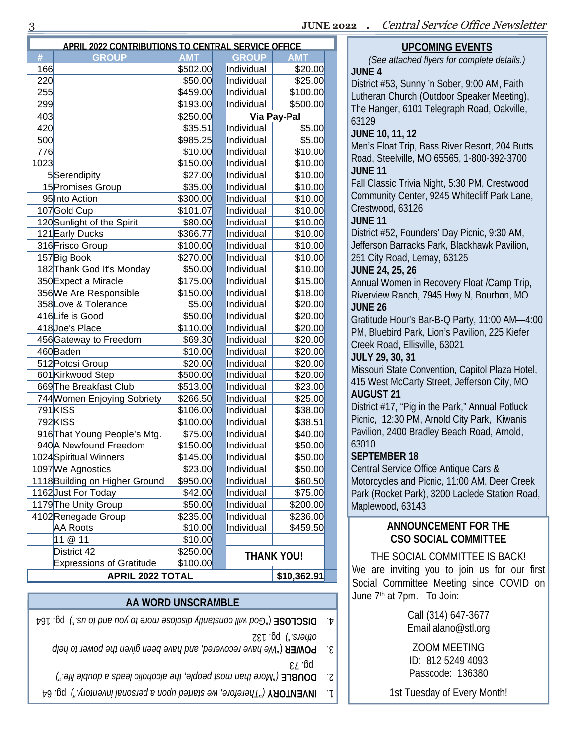## APRIL 2022 CONTRIBUTIONS TO CENTRAL SERVICE OFFICE

| # | GROUP | AMT | GROUP | AMT |
|---|---|---|---|---|
| 166 | | $502.00 | Individual | $20.00 |
| 220 | | $50.00 | Individual | $25.00 |
| 255 | | $459.00 | Individual | $100.00 |
| 299 | | $193.00 | Individual | $500.00 |
| 403 | | $250.00 | **Via Pay-Pal** | |
| 420 | | $35.51 | Individual | $5.00 |
| 500 | | $985.25 | Individual | $5.00 |
| 776 | | $10.00 | Individual | $10.00 |
| 1023 | | $150.00 | Individual | $10.00 |
| 5 | Serendipity | $27.00 | Individual | $10.00 |
| 15 | Promises Group | $35.00 | Individual | $10.00 |
| 95 | Into Action | $300.00 | Individual | $10.00 |
| 107 | Gold Cup | $101.07 | Individual | $10.00 |
| 120 | Sunlight of the Spirit | $80.00 | Individual | $10.00 |
| 121 | Early Ducks | $366.77 | Individual | $10.00 |
| 316 | Frisco Group | $100.00 | Individual | $10.00 |
| 157 | Big Book | $270.00 | Individual | $10.00 |
| 182 | Thank God It's Monday | $50.00 | Individual | $10.00 |
| 350 | Expect a Miracle | $175.00 | Individual | $15.00 |
| 356 | We Are Responsible | $150.00 | Individual | $18.00 |
| 358 | Love & Tolerance | $5.00 | Individual | $20.00 |
| 416 | Life is Good | $50.00 | Individual | $20.00 |
| 418 | Joe's Place | $110.00 | Individual | $20.00 |
| 456 | Gateway to Freedom | $69.30 | Individual | $20.00 |
| 460 | Baden | $10.00 | Individual | $20.00 |
| 512 | Potosi Group | $20.00 | Individual | $20.00 |
| 601 | Kirkwood Step | $500.00 | Individual | $20.00 |
| 669 | The Breakfast Club | $513.00 | Individual | $23.00 |
| 744 | Women Enjoying Sobriety | $266.50 | Individual | $25.00 |
| 791 | KISS | $106.00 | Individual | $38.00 |
| 792 | KISS | $100.00 | Individual | $38.51 |
| 916 | That Young People's Mtg. | $75.00 | Individual | $40.00 |
| 940 | A Newfound Freedom | $150.00 | Individual | $50.00 |
| 1024 | Spiritual Winners | $145.00 | Individual | $50.00 |
| 1097 | We Agnostics | $23.00 | Individual | $50.00 |
| 1118 | Building on Higher Ground | $950.00 | Individual | $60.50 |
| 1162 | Just For Today | $42.00 | Individual | $75.00 |
| 1179 | The Unity Group | $50.00 | Individual | $200.00 |
| 4102 | Renegade Group | $235.00 | Individual | $236.00 |
| | AA Roots | $10.00 | Individual | $459.50 |
| | 11 @ 11 | $10.00 | | |
| | District 42 | $250.00 | **THANK YOU!** | |
| | Expressions of Gratitude | $100.00 | | |
| | **APRIL 2022 TOTAL** | | | **$10,362.91** |

## AA WORD UNSCRAMBLE

1. **INVENTORY** (*"Therefore, we started upon a personal inventory."*) pg. 64
2. **DOUBLE** (*"More than most people, the alcoholic leads a double life."*) pg. 73
3. **POWER** (*"We have recovered, and have been given the power to help others."*) pg. 132
4. **DISCLOSE** (*"God will constantly disclose more to you and to us."*) pg. 164

## UPCOMING EVENTS

*(See attached flyers for complete details.)*

**JUNE 4**
District #53, Sunny 'n Sober, 9:00 AM, Faith Lutheran Church (Outdoor Speaker Meeting), The Hanger, 6101 Telegraph Road, Oakville, 63129

**JUNE 10, 11, 12**
Men's Float Trip, Bass River Resort, 204 Butts Road, Steelville, MO 65565, 1-800-392-3700

**JUNE 11**
Fall Classic Trivia Night, 5:30 PM, Crestwood Community Center, 9245 Whitecliff Park Lane, Crestwood, 63126

**JUNE 11**
District #52, Founders' Day Picnic, 9:30 AM, Jefferson Barracks Park, Blackhawk Pavilion, 251 City Road, Lemay, 63125

**JUNE 24, 25, 26**
Annual Women in Recovery Float /Camp Trip, Riverview Ranch, 7945 Hwy N, Bourbon, MO

**JUNE 26**
Gratitude Hour's Bar-B-Q Party, 11:00 AM—4:00 PM, Bluebird Park, Lion's Pavilion, 225 Kiefer Creek Road, Ellisville, 63021

**JULY 29, 30, 31**
Missouri State Convention, Capitol Plaza Hotel, 415 West McCarty Street, Jefferson City, MO

**AUGUST 21**
District #17, "Pig in the Park," Annual Potluck Picnic, 12:30 PM, Arnold City Park, Kiwanis Pavilion, 2400 Bradley Beach Road, Arnold, 63010

**SEPTEMBER 18**
Central Service Office Antique Cars & Motorcycles and Picnic, 11:00 AM, Deer Creek Park (Rocket Park), 3200 Laclede Station Road, Maplewood, 63143

## ANNOUNCEMENT FOR THE CSO SOCIAL COMMITTEE

THE SOCIAL COMMITTEE IS BACK!

We are inviting you to join us for our first Social Committee Meeting since COVID on June 7th at 7pm. To Join:

Call (314) 647-3677
Email alano@stl.org

ZOOM MEETING
ID: 812 5249 4093
Passcode: 136380

1st Tuesday of Every Month!